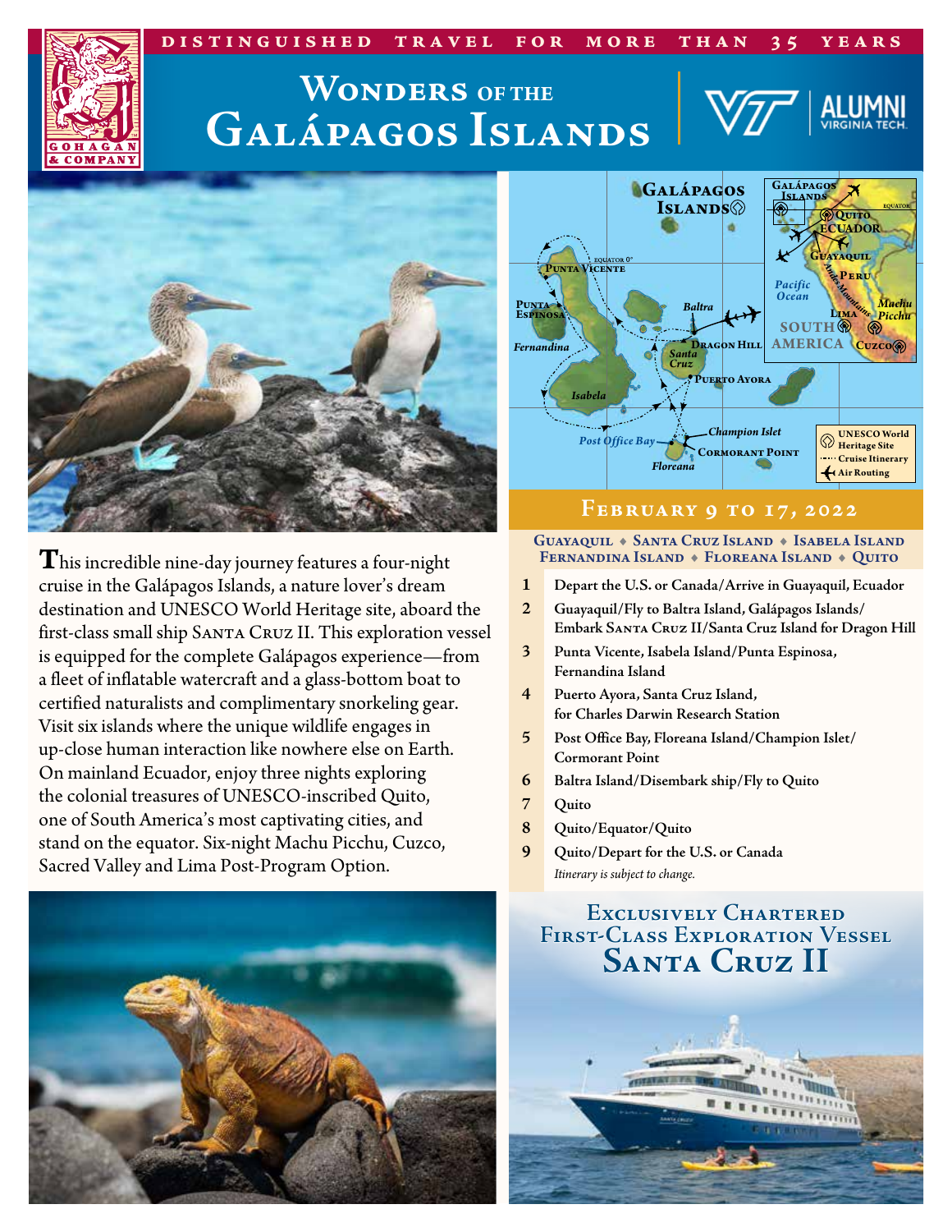DISTINGUISHED TRAVEL FOR MORE THAN 35 YEARS

GOHAGAN & COMPANY

# Wonders of the Galápagos Islands

VT | ALUMNI VIRGINIA TECH.

This incredible nine-day journey features a four-night cruise in the Galápagos Islands, a nature lover's dream destination and UNESCO World Heritage site, aboard the first-class small ship SANTA CRUZ II. This exploration vessel is equipped for the complete Galápagos experience—from a fleet of inflatable watercraft and a glass-bottom boat to certified naturalists and complimentary snorkeling gear. Visit six islands where the unique wildlife engages in up-close human interaction like nowhere else on Earth. On mainland Ecuador, enjoy three nights exploring the colonial treasures of UNESCO-inscribed Quito, one of South America's most captivating cities, and stand on the equator. Six-night Machu Picchu, Cuzco, Sacred Valley and Lima Post-Program Option.

## February 9 to 17, 2022

**Guayaquil ◆ Santa Cruz Island ◆ Isabela Island ◆ Fernandina Island ◆ Floreana Island ◆ Quito**

1. Depart the U.S. or Canada/Arrive in Guayaquil, Ecuador
2. Guayaquil/Fly to Baltra Island, Galápagos Islands/Embark SANTA CRUZ II/Santa Cruz Island for Dragon Hill
3. Punta Vicente, Isabela Island/Punta Espinosa, Fernandina Island
4. Puerto Ayora, Santa Cruz Island, for Charles Darwin Research Station
5. Post Office Bay, Floreana Island/Champion Islet/Cormorant Point
6. Baltra Island/Disembark ship/Fly to Quito
7. Quito
8. Quito/Equator/Quito
9. Quito/Depart for the U.S. or Canada

*Itinerary is subject to change.*

## Exclusively Chartered First-Class Exploration Vessel Santa Cruz II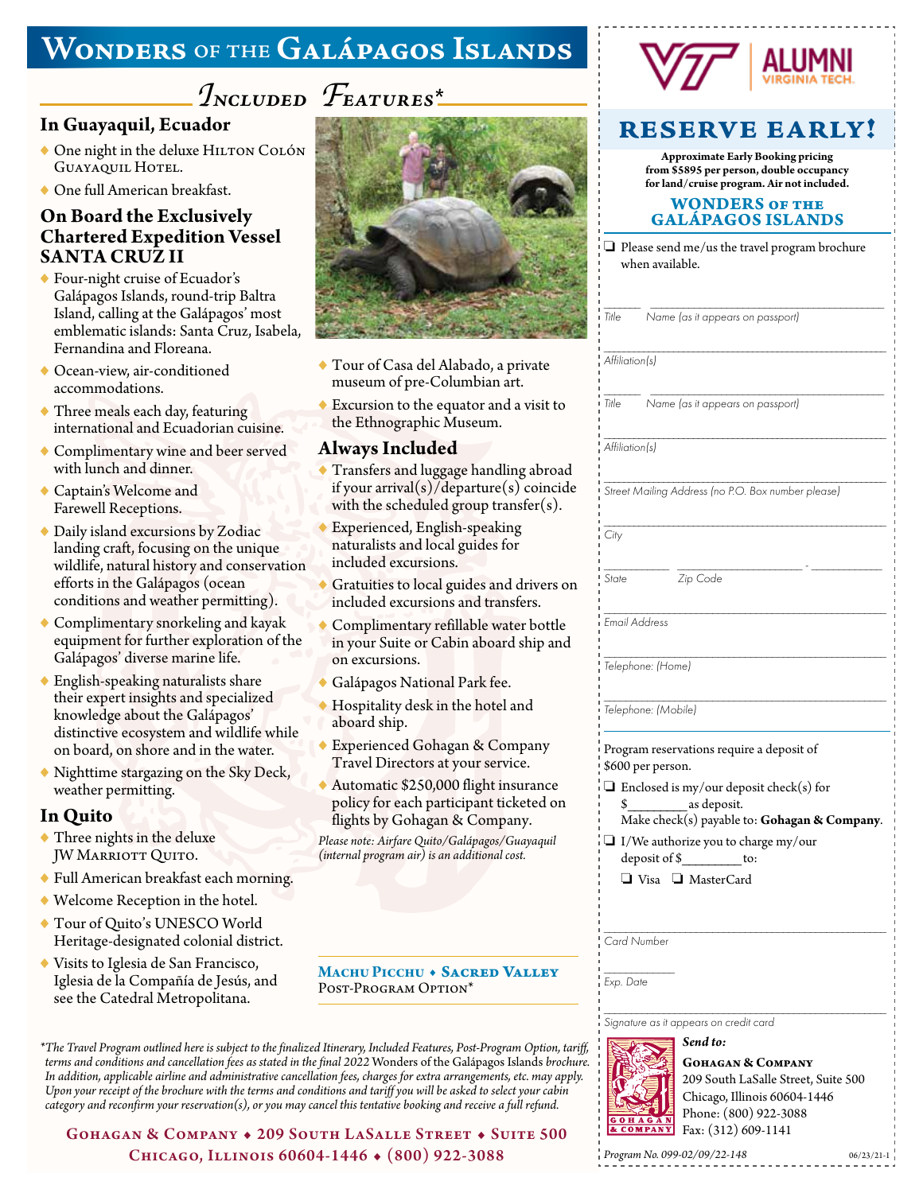# Wonders of the Galápagos Islands

## Included Features*

### In Guayaquil, Ecuador

- One night in the deluxe Hilton Colón Guayaquil Hotel.
- One full American breakfast.

### On Board the Exclusively Chartered Expedition Vessel SANTA CRUZ II

- Four-night cruise of Ecuador's Galápagos Islands, round-trip Baltra Island, calling at the Galápagos' most emblematic islands: Santa Cruz, Isabela, Fernandina and Floreana.
- Ocean-view, air-conditioned accommodations.
- Three meals each day, featuring international and Ecuadorian cuisine.
- Complimentary wine and beer served with lunch and dinner.
- Captain's Welcome and Farewell Receptions.
- Daily island excursions by Zodiac landing craft, focusing on the unique wildlife, natural history and conservation efforts in the Galápagos (ocean conditions and weather permitting).
- Complimentary snorkeling and kayak equipment for further exploration of the Galápagos' diverse marine life.
- English-speaking naturalists share their expert insights and specialized knowledge about the Galápagos' distinctive ecosystem and wildlife while on board, on shore and in the water.
- Nighttime stargazing on the Sky Deck, weather permitting.

### In Quito

- Three nights in the deluxe JW Marriott Quito.
- Full American breakfast each morning.
- Welcome Reception in the hotel.
- Tour of Quito's UNESCO World Heritage-designated colonial district.
- Visits to Iglesia de San Francisco, Iglesia de la Compañía de Jesús, and see the Catedral Metropolitana.
- Tour of Casa del Alabado, a private museum of pre-Columbian art.
- Excursion to the equator and a visit to the Ethnographic Museum.

### Always Included

- Transfers and luggage handling abroad if your arrival(s)/departure(s) coincide with the scheduled group transfer(s).
- Experienced, English-speaking naturalists and local guides for included excursions.
- Gratuities to local guides and drivers on included excursions and transfers.
- Complimentary refillable water bottle in your Suite or Cabin aboard ship and on excursions.
- Galápagos National Park fee.
- Hospitality desk in the hotel and aboard ship.
- Experienced Gohagan & Company Travel Directors at your service.
- Automatic $250,000 flight insurance policy for each participant ticketed on flights by Gohagan & Company.

*Please note: Airfare Quito/Galápagos/Guayaquil (internal program air) is an additional cost.*

**Machu Picchu ◆ Sacred Valley**
Post-Program Option*

*\*The Travel Program outlined here is subject to the finalized Itinerary, Included Features, Post-Program Option, tariff, terms and conditions and cancellation fees as stated in the final 2022 Wonders of the Galápagos Islands brochure. In addition, applicable airline and administrative cancellation fees, charges for extra arrangements, etc. may apply. Upon your receipt of the brochure with the terms and conditions and tariff you will be asked to select your cabin category and reconfirm your reservation(s), or you may cancel this tentative booking and receive a full refund.*

Gohagan & Company ◆ 209 South LaSalle Street ◆ Suite 500
Chicago, Illinois 60604-1446 ◆ (800) 922-3088

---

VT ALUMNI VIRGINIA TECH.

## RESERVE EARLY!

**Approximate Early Booking pricing from $5895 per person, double occupancy for land/cruise program. Air not included.**

**WONDERS OF THE GALÁPAGOS ISLANDS**

❏ Please send me/us the travel program brochure when available.

Title ______ Name (as it appears on passport) ______

Affiliation(s) ______

Title ______ Name (as it appears on passport) ______

Affiliation(s) ______

Street Mailing Address (no P.O. Box number please) ______

City ______

State ______ Zip Code ______ - ______

Email Address ______

Telephone: (Home) ______

Telephone: (Mobile) ______

Program reservations require a deposit of $600 per person.

❏ Enclosed is my/our deposit check(s) for $________ as deposit.
Make check(s) payable to: **Gohagan & Company**.

❏ I/We authorize you to charge my/our deposit of $________ to:

❏ Visa ❏ MasterCard

Card Number ______

Exp. Date ______

Signature as it appears on credit card ______

***Send to:***

**Gohagan & Company**
209 South LaSalle Street, Suite 500
Chicago, Illinois 60604-1446
Phone: (800) 922-3088
Fax: (312) 609-1141

*Program No. 099-02/09/22-148* 06/23/21-1